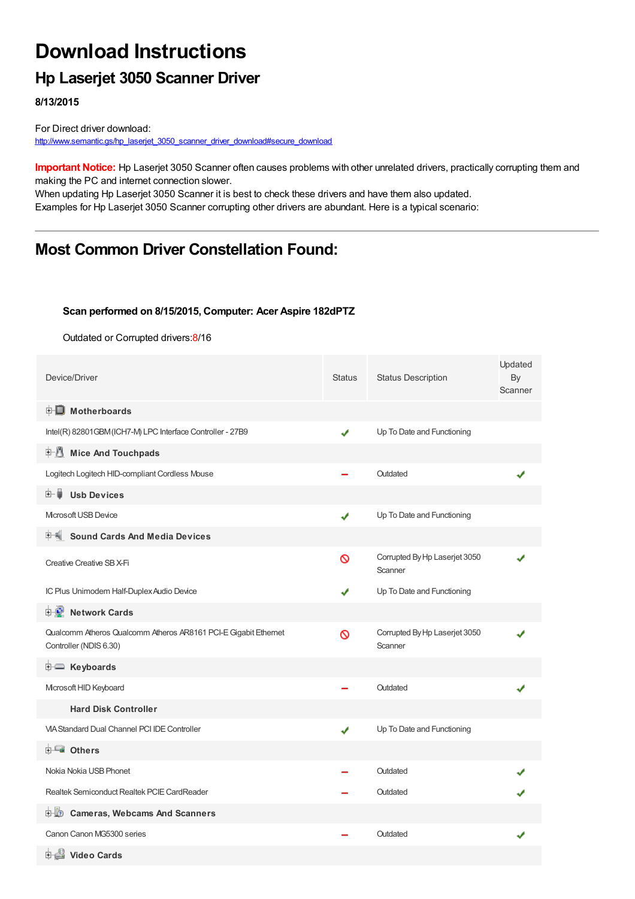# Download Instructions

## Hp Laserjet 3050 Scanner Driver

**8/13/2015**

For Direct driver download:
http://www.semantic.gs/hp_laserjet_3050_scanner_driver_download#secure_download

**Important Notice:** Hp Laserjet 3050 Scanner often causes problems with other unrelated drivers, practically corrupting them and making the PC and internet connection slower.
When updating Hp Laserjet 3050 Scanner it is best to check these drivers and have them also updated.
Examples for Hp Laserjet 3050 Scanner corrupting other drivers are abundant. Here is a typical scenario:

---

## Most Common Driver Constellation Found:

**Scan performed on 8/15/2015, Computer: Acer Aspire 182dPTZ**

Outdated or Corrupted drivers:8/16

| Device/Driver | Status | Status Description | Updated By Scanner |
|---|---|---|---|
| **Motherboards** | | | |
| Intel(R) 82801GBM(ICH7-M) LPC Interface Controller - 27B9 | ✔ | Up To Date and Functioning | |
| **Mice And Touchpads** | | | |
| Logitech Logitech HID-compliant Cordless Mouse | – | Outdated | ✔ |
| **Usb Devices** | | | |
| Microsoft USB Device | ✔ | Up To Date and Functioning | |
| **Sound Cards And Media Devices** | | | |
| Creative Creative SB X-Fi | ⊘ | Corrupted By Hp Laserjet 3050 Scanner | ✔ |
| IC Plus Unimodem Half-Duplex Audio Device | ✔ | Up To Date and Functioning | |
| **Network Cards** | | | |
| Qualcomm Atheros Qualcomm Atheros AR8161 PCI-E Gigabit Ethernet Controller (NDIS 6.30) | ⊘ | Corrupted By Hp Laserjet 3050 Scanner | ✔ |
| **Keyboards** | | | |
| Microsoft HID Keyboard | – | Outdated | ✔ |
| **Hard Disk Controller** | | | |
| VIA Standard Dual Channel PCI IDE Controller | ✔ | Up To Date and Functioning | |
| **Others** | | | |
| Nokia Nokia USB Phonet | – | Outdated | ✔ |
| Realtek Semiconduct Realtek PCIE CardReader | – | Outdated | ✔ |
| **Cameras, Webcams And Scanners** | | | |
| Canon Canon MG5300 series | – | Outdated | ✔ |
| **Video Cards** | | | |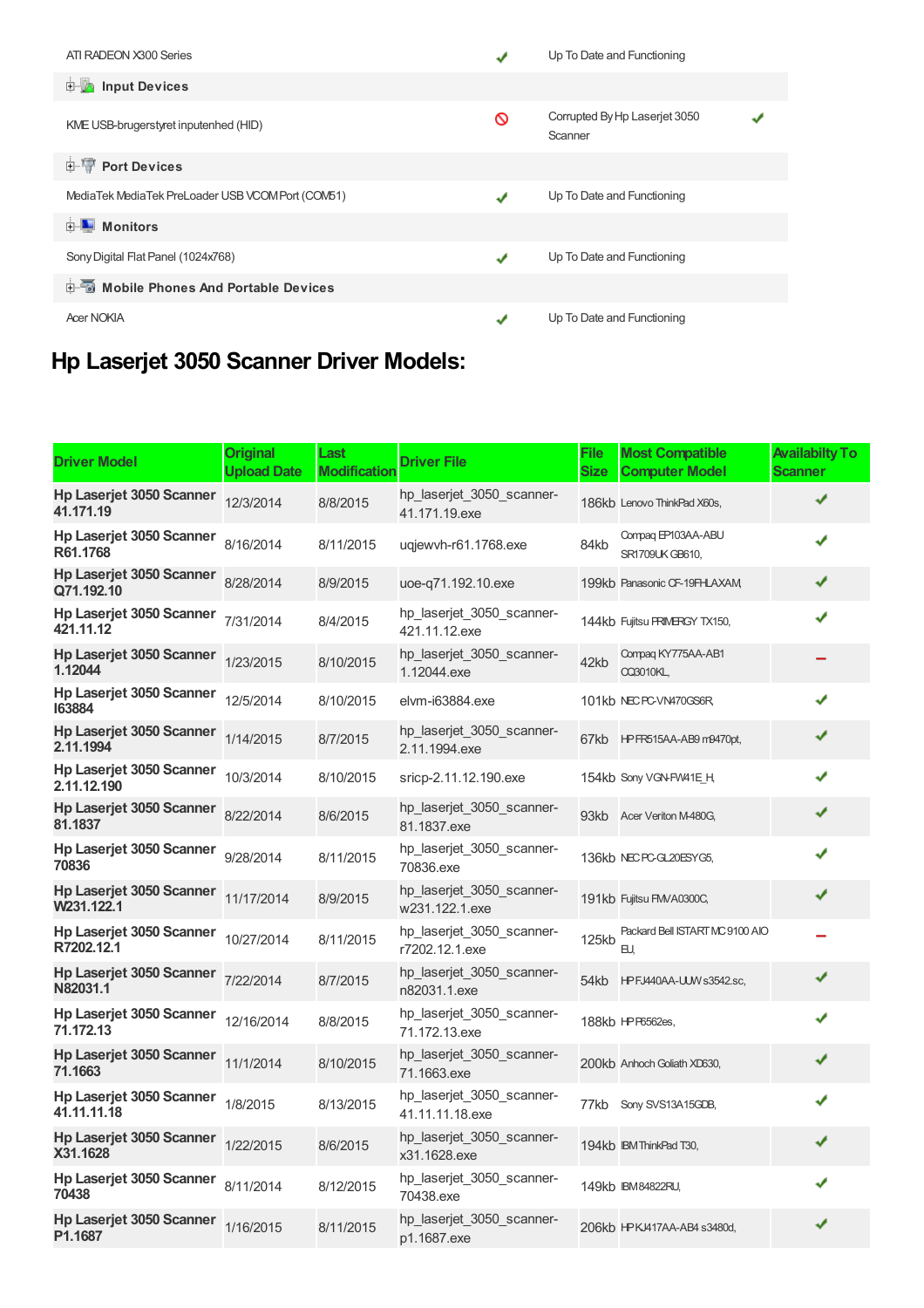| | | | |
|---|---|---|---|
| ATI RADEON X300 Series | ✔ | Up To Date and Functioning | |
| **Input Devices** | | | |
| KME USB-brugerstyret inputenhed (HID) | 🚫 | Corrupted By Hp Laserjet 3050 Scanner | ✔ |
| **Port Devices** | | | |
| MediaTek MediaTek PreLoader USB VCOM Port (COM51) | ✔ | Up To Date and Functioning | |
| **Monitors** | | | |
| Sony Digital Flat Panel (1024x768) | ✔ | Up To Date and Functioning | |
| **Mobile Phones And Portable Devices** | | | |
| Acer NOKIA | ✔ | Up To Date and Functioning | |

# Hp Laserjet 3050 Scanner Driver Models:

| Driver Model | Original Upload Date | Last Modification | Driver File | File Size | Most Compatible Computer Model | Availabilty To Scanner |
|---|---|---|---|---|---|---|
| **Hp Laserjet 3050 Scanner 41.171.19** | 12/3/2014 | 8/8/2015 | hp_laserjet_3050_scanner-41.171.19.exe | 186kb | Lenovo ThinkPad X60s, | ✔ |
| **Hp Laserjet 3050 Scanner R61.1768** | 8/16/2014 | 8/11/2015 | uqjewvh-r61.1768.exe | 84kb | Compaq EP103AA-ABU SR1709UK GB610, | ✔ |
| **Hp Laserjet 3050 Scanner Q71.192.10** | 8/28/2014 | 8/9/2015 | uoe-q71.192.10.exe | 199kb | Panasonic CF-19FHLAXAM, | ✔ |
| **Hp Laserjet 3050 Scanner 421.11.12** | 7/31/2014 | 8/4/2015 | hp_laserjet_3050_scanner-421.11.12.exe | 144kb | Fujitsu PRIMERGY TX150, | ✔ |
| **Hp Laserjet 3050 Scanner 1.12044** | 1/23/2015 | 8/10/2015 | hp_laserjet_3050_scanner-1.12044.exe | 42kb | Compaq KY775AA-AB1 CQ3010KL, | – |
| **Hp Laserjet 3050 Scanner I63884** | 12/5/2014 | 8/10/2015 | elvm-i63884.exe | 101kb | NEC PC-VN470GS6R, | ✔ |
| **Hp Laserjet 3050 Scanner 2.11.1994** | 1/14/2015 | 8/7/2015 | hp_laserjet_3050_scanner-2.11.1994.exe | 67kb | HP FR515AA-AB9 m9470pt, | ✔ |
| **Hp Laserjet 3050 Scanner 2.11.12.190** | 10/3/2014 | 8/10/2015 | sricp-2.11.12.190.exe | 154kb | Sony VGN-FW41E_H, | ✔ |
| **Hp Laserjet 3050 Scanner 81.1837** | 8/22/2014 | 8/6/2015 | hp_laserjet_3050_scanner-81.1837.exe | 93kb | Acer Veriton M480G, | ✔ |
| **Hp Laserjet 3050 Scanner 70836** | 9/28/2014 | 8/11/2015 | hp_laserjet_3050_scanner-70836.exe | 136kb | NEC PC-GL20ESYG5, | ✔ |
| **Hp Laserjet 3050 Scanner W231.122.1** | 11/17/2014 | 8/9/2015 | hp_laserjet_3050_scanner-w231.122.1.exe | 191kb | Fujitsu FMVA0300C, | ✔ |
| **Hp Laserjet 3050 Scanner R7202.12.1** | 10/27/2014 | 8/11/2015 | hp_laserjet_3050_scanner-r7202.12.1.exe | 125kb | Packard Bell ISTART MC 9100 AIO EU, | – |
| **Hp Laserjet 3050 Scanner N82031.1** | 7/22/2014 | 8/7/2015 | hp_laserjet_3050_scanner-n82031.1.exe | 54kb | HP FJ440AA-UUW s3542.sc, | ✔ |
| **Hp Laserjet 3050 Scanner 71.172.13** | 12/16/2014 | 8/8/2015 | hp_laserjet_3050_scanner-71.172.13.exe | 188kb | HP P6562es, | ✔ |
| **Hp Laserjet 3050 Scanner 71.1663** | 11/1/2014 | 8/10/2015 | hp_laserjet_3050_scanner-71.1663.exe | 200kb | Anhoch Goliath XD630, | ✔ |
| **Hp Laserjet 3050 Scanner 41.11.11.18** | 1/8/2015 | 8/13/2015 | hp_laserjet_3050_scanner-41.11.11.18.exe | 77kb | Sony SVS13A15GDB, | ✔ |
| **Hp Laserjet 3050 Scanner X31.1628** | 1/22/2015 | 8/6/2015 | hp_laserjet_3050_scanner-x31.1628.exe | 194kb | IBM ThinkPad T30, | ✔ |
| **Hp Laserjet 3050 Scanner 70438** | 8/11/2014 | 8/12/2015 | hp_laserjet_3050_scanner-70438.exe | 149kb | IBM 84822RU, | ✔ |
| **Hp Laserjet 3050 Scanner P1.1687** | 1/16/2015 | 8/11/2015 | hp_laserjet_3050_scanner-p1.1687.exe | 206kb | HP KJ417AA-AB4 s3480d, | ✔ |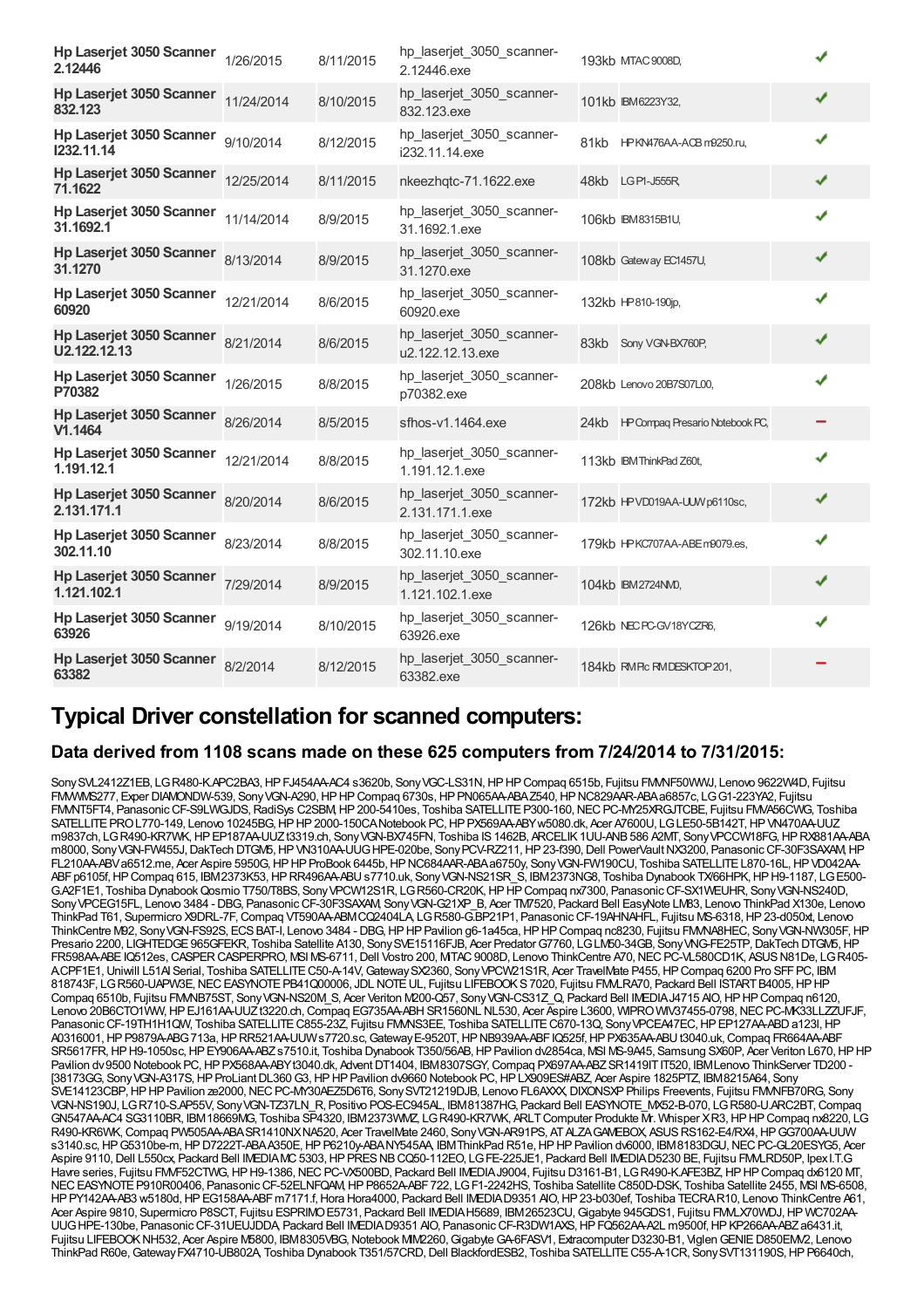| | | | | | | |
|---|---|---|---|---|---|---|
| **Hp Laserjet 3050 Scanner 2.12446** | 1/26/2015 | 8/11/2015 | hp_laserjet_3050_scanner-2.12446.exe | 193kb | MTAC 9008D, | ✔ |
| **Hp Laserjet 3050 Scanner 832.123** | 11/24/2014 | 8/10/2015 | hp_laserjet_3050_scanner-832.123.exe | 101kb | IBM6223Y32, | ✔ |
| **Hp Laserjet 3050 Scanner I232.11.14** | 9/10/2014 | 8/12/2015 | hp_laserjet_3050_scanner-i232.11.14.exe | 81kb | HP KN476AA-ACB m9250.ru, | ✔ |
| **Hp Laserjet 3050 Scanner 71.1622** | 12/25/2014 | 8/11/2015 | nkeezhqtc-71.1622.exe | 48kb | LG P1-J555R, | ✔ |
| **Hp Laserjet 3050 Scanner 31.1692.1** | 11/14/2014 | 8/9/2015 | hp_laserjet_3050_scanner-31.1692.1.exe | 106kb | IBM8315B1U, | ✔ |
| **Hp Laserjet 3050 Scanner 31.1270** | 8/13/2014 | 8/9/2015 | hp_laserjet_3050_scanner-31.1270.exe | 108kb | Gateway EC1457U, | ✔ |
| **Hp Laserjet 3050 Scanner 60920** | 12/21/2014 | 8/6/2015 | hp_laserjet_3050_scanner-60920.exe | 132kb | HP 810-190jp, | ✔ |
| **Hp Laserjet 3050 Scanner U2.122.12.13** | 8/21/2014 | 8/6/2015 | hp_laserjet_3050_scanner-u2.122.12.13.exe | 83kb | Sony VGN-BX760P, | ✔ |
| **Hp Laserjet 3050 Scanner P70382** | 1/26/2015 | 8/8/2015 | hp_laserjet_3050_scanner-p70382.exe | 208kb | Lenovo 20B7S07L00, | ✔ |
| **Hp Laserjet 3050 Scanner V1.1464** | 8/26/2014 | 8/5/2015 | sfhos-v1.1464.exe | 24kb | HP Compaq Presario Notebook PC, | – |
| **Hp Laserjet 3050 Scanner 1.191.12.1** | 12/21/2014 | 8/8/2015 | hp_laserjet_3050_scanner-1.191.12.1.exe | 113kb | IBM ThinkPad Z60t, | ✔ |
| **Hp Laserjet 3050 Scanner 2.131.171.1** | 8/20/2014 | 8/6/2015 | hp_laserjet_3050_scanner-2.131.171.1.exe | 172kb | HP VD019AA-UUW p6110sc, | ✔ |
| **Hp Laserjet 3050 Scanner 302.11.10** | 8/23/2014 | 8/8/2015 | hp_laserjet_3050_scanner-302.11.10.exe | 179kb | HP KC707AA-ABE m9079.es, | ✔ |
| **Hp Laserjet 3050 Scanner 1.121.102.1** | 7/29/2014 | 8/9/2015 | hp_laserjet_3050_scanner-1.121.102.1.exe | 104kb | IBM2724NMD, | ✔ |
| **Hp Laserjet 3050 Scanner 63926** | 9/19/2014 | 8/10/2015 | hp_laserjet_3050_scanner-63926.exe | 126kb | NEC PC-GV18YCZR6, | ✔ |
| **Hp Laserjet 3050 Scanner 63382** | 8/2/2014 | 8/12/2015 | hp_laserjet_3050_scanner-63382.exe | 184kb | RM Plc RM DESKTOP 201, | – |

## Typical Driver constellation for scanned computers:

### Data derived from 1108 scans made on these 625 computers from 7/24/2014 to 7/31/2015:

Sony SVL2412Z1EB, LG R480-K.APC2BA3, HP FJ454AA-AC4 s3620b, Sony VGC-LS31N, HP HP Compaq 6515b, Fujitsu FMVNF50WWJ, Lenovo 9622W4D, Fujitsu FMVWMS277, Exper DIAMONDW-539, Sony VGN-A290, HP HP Compaq 6730s, HP PN065AA-ABA Z540, HP NC829AAR-ABA a6857c, LG G1-223YA2, Fujitsu FMVNT5FT4, Panasonic CF-S9LWGJDS, RadiSys C2SBM, HP 200-5410es, Toshiba SATELLITE P300-160, NEC PC-MY25XRGJTCBE, Fujitsu FMVA56CWG, Toshiba SATELLITE PRO L770-149, Lenovo 10245BG, HP HP 2000-150CA Notebook PC, HP PX569AA-ABY w5080.dk, Acer A7600U, LG LE50-5B142T, HP VN470AA-UUZ m9837ch, LG R490-KR7WK, HP EP187AA-UUZ t3319.ch, Sony VGN-BX745FN, Toshiba IS 1462B, ARCELIK 1UU-ANB 586 A2MT, Sony VPCCW18FG, HP RX881AA-ABA m8000, Sony VGN-FW455J, DakTech DTGM5, HP VN310AA-UUG HPE-020be, Sony PCV-RZ211, HP 23-f390, Dell PowerVault NX3200, Panasonic CF-30F3SAXAM, HP FL210AA-ABV a6512.me, Acer Aspire 5950G, HP HP ProBook 6445b, HP NC684AAR-ABA a6750y, Sony VGN-FW190CU, Toshiba SATELLITE L870-16L, HP VD042AA-ABF p6105f, HP Compaq 615, IBM2373K53, HP RR496AA-ABU s7710.uk, Sony VGN-NS21SR_S, IBM2373NG8, Toshiba Dynabook TX/66HPK, HP H9-1187, LG E500-G.A2F1E1, Toshiba Dynabook Qosmio T750/T8BS, Sony VPCW12S1R, LG R560-CR20K, HP HP Compaq nx7300, Panasonic CF-SX1WEUHR, Sony VGN-NS240D, Sony VPCEG15FL, Lenovo 3484 - DBG, Panasonic CF-30F3SAXAM, Sony VGN-G21XP_B, Acer TM7520, Packard Bell EasyNote LM83, Lenovo ThinkPad X130e, Lenovo ThinkPad T61, Supermicro X9DRL-7F, Compaq VT590AA-ABM CQ2404LA, LG R580-G.BP21P1, Panasonic CF-19AHNAHFL, Fujitsu MS-6318, HP 23-d050xt, Lenovo ThinkCentre M92, Sony VGN-FS92S, ECS BAT-I, Lenovo 3484 - DBG, HP HP Pavilion g6-1a45ca, HP HP Compaq nc8230, Fujitsu FMVNA8HEC, Sony VGN-NW305F, HP Presario 2200, LIGHTEDGE 965GFEKR, Toshiba Satellite A130, Sony SVE15116FJB, Acer Predator G7760, LG LM50-34GB, Sony VNG-FE25TP, DakTech DTGM5, HP FR598AA-ABE IQ512es, CASPER CASPERPRO, MSI MS-6711, Dell Vostro 200, MTAC 9008D, Lenovo ThinkCentre A70, NEC PC-VL580CD1K, ASUS N81De, LG R405-A.CPF1E1, Uniwill L51AI Serial, Toshiba SATELLITE C50-A-14V, Gateway SX2360, Sony VPCW21S1R, Acer TravelMate P455, HP Compaq 6200 Pro SFF PC, IBM 818743F, LG R560-UAPW3E, NEC EASYNOTE PB41Q00006, JDL NOTE UL, Fujitsu LIFEBOOK S 7020, Fujitsu FMLRA70, Packard Bell ISTART B4005, HP HP Compaq 6510b, Fujitsu FMVNB75ST, Sony VGN-NS20M_S, Acer Veriton M200-Q57, Sony VGN-CS31Z_Q, Packard Bell IMEDIA J4715 AIO, HP HP Compaq n6120, Lenovo 20B6CTO1WW, HP EJ161AA-UUZ t3220.ch, Compaq EG735AA-ABH SR1560NL NL530, Acer Aspire L3600, WIPRO WIV37455-0798, NEC PC-MK33LLZZUFJF, Panasonic CF-19TH1H1QW, Toshiba SATELLITE C855-23Z, Fujitsu FMVNS3EE, Toshiba SATELLITE C670-13Q, Sony VPCEA47EC, HP EP127AA-ABD a1231, HP A0316001, HP P9879A-ABG 713a, HP RR521AA-UUW s7720.sc, Gateway E-9520T, HP NB939AA-ABF IQ525f, HP PX635AA-ABU t3040.uk, Compaq FR664AA-ABF SR5617FR, HP H9-1050sc, HP EY906AA-ABZ s7510.it, Toshiba Dynabook T350/56AB, HP Pavilion dv2854ca, MSI MS-9A45, Samsung SX60P, Acer Veriton L670, HP HP Pavilion dv9500 Notebook PC, HP PX568AA-ABY t3040.dk, Advent DT1404, IBM8307SGY, Compaq PX697AA-ABZ SR1419IT IT520, IBM Lenovo ThinkServer TD200 - [38173GG, Sony VGN-A317S, HP ProLiant DL360 G3, HP HP Pavilion dv9660 Notebook PC, HP LX909ES#ABZ, Acer Aspire 1825PTZ, IBM8215A64, Sony SVE14123CBP, HP HP Pavilion ze2000, NEC PC-MY30AEZ5D6T6, Sony SVT21219DJB, Lenovo FL6AXXX, DIXONSXP Philips Freevents, Fujitsu FMVNFB70RG, Sony VGN-NS190J, LG R710-S.AP55V, Sony VGN-TZ37LN_R, Positivo POS-EC945AL, IBM81387HG, Packard Bell EASYNOTE_MX52-B-070, LG R580-U.ARC2BT, Compaq GN547AA-AC4 SG3110BR, IBM18669MG, Toshiba SP4320, IBM2373WMZ, LG R490-KR7WK, ARLT Computer Produkte Mr. Whisper XR3, HP HP Compaq nx8220, LG R490-KR6WK, Compaq PW505AA-ABA SR1410NX NA520, Acer TravelMate 2460, Sony VGN-AR91PS, AT ALZA GAMEBOX, ASUS RS162-E4/RX4, HP GG700AA-UUW s3140.sc, HP G5310be-m, HP D7222T-ABA A350E, HP P6210y-ABA NY545AA, IBM ThinkPad R51e, HP HP Pavilion dv6000, IBM8183DGU, NEC PC-GL20ESYG5, Acer Aspire 9110, Dell L550cx, Packard Bell IMEDIA MC 5303, HP PRES NB CQ50-112EO, LG FE-225JE1, Packard Bell IMEDIA D5230 BE, Fujitsu FMLRD50P, Ipex I.T.G Havre series, Fujitsu FMVF52CTWG, HP H9-1386, NEC PC-VX500BD, Packard Bell IMEDIA J9004, Fujitsu D3161-B1, LG R490-K.AFE3BZ, HP HP Compaq dx6120 MT, NEC EASYNOTE P910R00406, Panasonic CF-52ELNFQAM, HP P8652A-ABF 722, LG F1-2242HS, Toshiba Satellite C850D-DSK, Toshiba Satellite 2455, MSI MS-6508, HP PY142AA-AB3 w5180d, HP EG158AA-ABF m7171.f, Hora Hora4000, Packard Bell IMEDIA D9000, HP 23-b030ef, Toshiba TECRA R10, Lenovo ThinkCentre A61, Acer Aspire 9810, Supermicro P8SCT, Fujitsu ESPRIMO E5731, Packard Bell IMEDIA H5689, IBM26523CU, Gigabyte 945GDS1, Fujitsu FMVLX70WDJ, HP WC702AA-UUG HPE-130be, Panasonic CF-31UEUJDDA, Packard Bell IMEDIA D9351 AIO, Panasonic CF-R3DW1AXS, HP FQ562AA-A2L m9500f, HP KP266AA-ABZ a6431.it, Fujitsu LIFEBOOK NH532, Acer Aspire M5800, IBM8305VBG, Notebook MIM2260, Gigabyte GA-6FASV1, Extracomputer D3230-B1, Viglen GENIE D850EMV2, Lenovo ThinkPad R60e, Gateway FX4710-UB802A, Toshiba Dynabook T351/57CRD, Dell BlackfordESB2, Toshiba SATELLITE C55-A-1CR, Sony SVT131190S, HP P6640ch,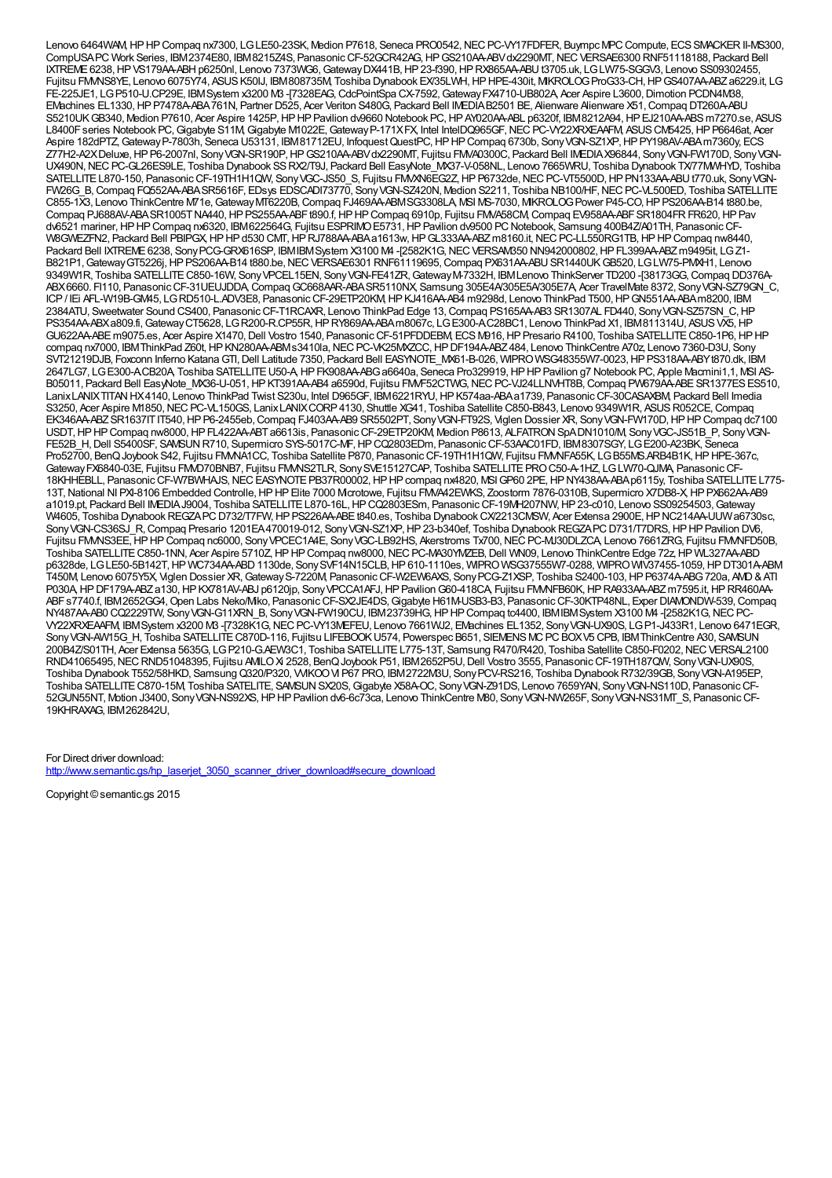Lenovo 6464WAM, HP HP Compaq nx7300, LG LE50-23SK, Medion P7618, Seneca PRO0542, NEC PC-VY17FDFER, Buympc MPC Compute, ECS SMACKER II-MS300, CompUSA PC Work Series, IBM 2374E80, IBM 8215Z4S, Panasonic CF-52GCR42AG, HP GS210AA-ABV dx2290MT, NEC VERSAE6300 RNF51118188, Packard Bell IXTREME 6238, HP VS179AA-ABH p6250nl, Lenovo 7373WG6, Gateway DX441B, HP 23-f390, HP RX865AA-ABU t3705.uk, LG LW75-SGGV3, Lenovo SS09302455, Fujitsu FMVNS8YE, Lenovo 6075Y74, ASUS K50IJ, IBM 808735M, Toshiba Dynabook EX/35LWH, HP HPE-430it, MIKROLOG ProG33-CH, HP GS407AA-ABZ a6229.it, LG FE-225JE1, LG P510-U.CP29E, IBM System x3200 M3 -[7328EAG, CdcPointSpa CX-7592, Gateway FX4710-UB802A, Acer Aspire L3600, Dimotion PCDN4M38, EMachines EL1330, HP P7478A-ABA 761N, Partner D525, Acer Veriton S480G, Packard Bell IMEDIA B2501 BE, Alienware Alienware X51, Compaq DT260A-ABU S5210UK GB340, Medion P7610, Acer Aspire 1425P, HP HP Pavilion dv9660 Notebook PC, HP AY020AA-ABL p6320f, IBM 8212A94, HP EJ210AA-ABS m7270.se, ASUS L8400F series Notebook PC, Gigabyte S11M, Gigabyte M1022E, Gateway P-171X FX, Intel IntelDQ965GF, NEC PC-VY22XRXEAAFM, ASUS CM5425, HP P6646at, Acer Aspire 182dPTZ, Gateway P-7803h, Seneca U53131, IBM 81712EU, Infoquest QuestPC, HP HP Compaq 6730b, Sony VGN-SZ1XP, HP PY198AV-ABA m7360y, ECS Z77H2-A2X Deluxe, HP P6-2007nl, Sony VGN-SR190P, HP GS210AA-ABV dx2290MT, Fujitsu FMVA0300C, Packard Bell IMEDIA X96844, Sony VGN-FW170D, Sony VGN-UX490N, NEC PC-GL26ES9LE, Toshiba Dynabook SS RX2/T9J, Packard Bell EasyNote_MX37-V-058NL, Lenovo 7665WRU, Toshiba Dynabook TX/77MWHYD, Toshiba SATELLITE L870-150, Panasonic CF-19TH1H1QW, Sony VGC-JS50_S, Fujitsu FMVXN6EG2Z, HP P6732de, NEC PC-VT5500D, HP PN133AA-ABU t770.uk, Sony VGN-FW26G_B, Compaq FQ552AA-ABA SR5616F, EDsys EDSCADI73770, Sony VGN-SZ420N, Medion S2211, Toshiba NB100/HF, NEC PC-VL500ED, Toshiba SATELLITE C855-1X3, Lenovo ThinkCentre M71e, Gateway MT6220B, Compaq FJ469AA-ABM SG3308LA, MSI MS-7030, MIKROLOG Power P45-CO, HP PS206AA-B14 t880.be, Compaq PJ688AV-ABA SR1005T NA440, HP PS255AA-ABF t890.f, HP HP Compaq 6910p, Fujitsu FMVA58CM, Compaq EV958AA-ABF SR1804FR FR620, HP Pav dv6521 mariner, HP HP Compaq nx6320, IBM 622564G, Fujitsu ESPRIMO E5731, HP Pavilion dv9500 PC Notebook, Samsung 400B4Z/A01TH, Panasonic CF-W8GWEZFN2, Packard Bell PBIPGX, HP HP d530 CMT, HP RJ788AA-ABA a1613w, HP GL333AA-ABZ m8160.it, NEC PC-LL550RG1TB, HP HP Compaq nw8440, Packard Bell IXTREME 6238, Sony PCG-GRX616SP, IBM IBM System X3100 M4 -[2582K1G, NEC VERSAM350 NN942000802, HP FL399AA-ABZ m9495it, LG Z1-B821P1, Gateway GT5226j, HP PS206AA-B14 t880.be, NEC VERSAE6301 RNF61119695, Compaq PX631AA-ABU SR1440UK GB520, LG LW75-PMXH1, Lenovo 9349W1R, Toshiba SATELLITE C850-16W, Sony VPCEL15EN, Sony VGN-FE41ZR, Gateway M-7332H, IBM Lenovo ThinkServer TD200 -[38173GG, Compaq DD376A-ABX 6660. FI110, Panasonic CF-31UEUJDDA, Compaq GC668AAR-ABA SR5110NX, Samsung 305E4A/305E5A/305E7A, Acer TravelMate 8372, Sony VGN-SZ79GN_C, ICP / IEi AFL-W19B-GM45, LG RD510-L.ADV3E8, Panasonic CF-29ETP20KM, HP KJ416AA-AB4 m9298d, Lenovo ThinkPad T500, HP GN551AA-ABA m8200, IBM 2384ATU, Sweetwater Sound CS400, Panasonic CF-T1RCAXR, Lenovo ThinkPad Edge 13, Compaq PS165AA-AB3 SR1307AL FD440, Sony VGN-SZ57SN_C, HP PS354AA-ABX a809.fi, Gateway CT5628, LG R200-R.CP55R, HP RY869AA-ABA m8067c, LG E300-A.C28BC1, Lenovo ThinkPad X1, IBM 811314U, ASUS VX5, HP GU622AA-ABE m9075.es, Acer Aspire X1470, Dell Vostro 1540, Panasonic CF-51PFDDEBM, ECS M916, HP Presario R4100, Toshiba SATELLITE C850-1P6, HP HP compaq nx7000, IBM ThinkPad Z60t, HP KN280AA-ABM s3410la, NEC PC-VK25MXZCC, HP DF194A-ABZ 484, Lenovo ThinkCentre A70z, Lenovo 7360-D3U, Sony SVT21219DJB, Foxconn Inferno Katana GTI, Dell Latitude 7350, Packard Bell EASYNOTE_MX61-B-026, WIPRO WSG48355W7-0023, HP PS318AA-ABY t870.dk, IBM 2647LG7, LG E300-A.CB20A, Toshiba SATELLITE U50-A, HP FK908AA-ABG a6640a, Seneca Pro329919, HP HP Pavilion g7 Notebook PC, Apple Macmini1,1, MSI AS-B05011, Packard Bell EasyNote_MX36-U-051, HP KT391AA-AB4 a6590d, Fujitsu FMVF52CTWG, NEC PC-VJ24LLNVHT8B, Compaq PW679AA-ABE SR1377ES ES510, Lanix LANIX TITAN HX 4140, Lenovo ThinkPad Twist S230u, Intel D965GF, IBM 6221RYU, HP K574aa-ABA a1739, Panasonic CF-30CASAXBM, Packard Bell Imedia S3250, Acer Aspire M1850, NEC PC-VL150GS, Lanix LANIX CORP 4130, Shuttle XG41, Toshiba Satellite C850-B843, Lenovo 9349W1R, ASUS R052CE, Compaq EK346AA-ABZ SR1637IT IT540, HP P6-2455eb, Compaq FJ403AA-AB9 SR5502PT, Sony VGN-FT92S, Viglen Dossier XR, Sony VGN-FW170D, HP HP Compaq dc7100 USDT, HP HP Compaq nw8000, HP FL422AA-ABT a6613is, Panasonic CF-29ETP20KM, Medion P8613, ALFATRON SpA DN1010/M, Sony VGC-JS51B_P, Sony VGN-FE52B_H, Dell S5400SF, SAMSUN R710, Supermicro SYS-5017C-MF, HP CQ2803EDm, Panasonic CF-53AAC01FD, IBM 8307SGY, LG E200-A23BK, Seneca Pro52700, BenQ Joybook S42, Fujitsu FMVNA1CC, Toshiba Satellite P870, Panasonic CF-19TH1H1QW, Fujitsu FMVNFA55K, LG B55MS.ARB4B1K, HP HPE-367c, Gateway FX6840-03E, Fujitsu FMVD70BNB7, Fujitsu FMVNS2TLR, Sony SVE15127CAP, Toshiba SATELLITE PRO C50-A-1HZ, LG LW70-QJMA, Panasonic CF-18KHHEBLL, Panasonic CF-W7BWHAJS, NEC EASYNOTE PB37R00002, HP HP compaq nx4820, MSI GP60 2PE, HP NY438AA-ABA p6115y, Toshiba SATELLITE L775-13T, National NI PXI-8106 Embedded Controlle, HP HP Elite 7000 Microtowe, Fujitsu FMVA42EWKS, Zoostorm 7876-0310B, Supermicro X7DB8-X, HP PX662AA-AB9 a1019.pt, Packard Bell IMEDIA J9004, Toshiba SATELLITE L870-16L, HP CQ2803ESm, Panasonic CF-19MH207NW, HP 23-c010, Lenovo SS09254503, Gateway W4605, Toshiba Dynabook REGZA PC D732/T7FW, HP PS226AA-ABE t840.es, Toshiba Dynabook CX/2213CMSW, Acer Extensa 2900E, HP NC214AA-UUW a6730sc, Sony VGN-CS36SJ_R, Compaq Presario 1201EA 470019-012, Sony VGN-SZ1XP, HP 23-b340ef, Toshiba Dynabook REGZA PC D731/T7DRS, HP HP Pavilion DV6, Fujitsu FMVNS3EE, HP HP Compaq nc6000, Sony VPCEC1A4E, Sony VGC-LB92HS, Akerstroms Tx700, NEC PC-MJ30DLZCA, Lenovo 7661ZRG, Fujitsu FMVNFD50B, Toshiba SATELLITE C850-1NN, Acer Aspire 5710Z, HP HP Compaq nw8000, NEC PC-MA30YMZEB, Dell WN09, Lenovo ThinkCentre Edge 72z, HP WL327AA-ABD p6328de, LG LE50-5B142T, HP WC734AA-ABD 1130de, Sony SVF14N15CLB, HP 610-1110es, WIPRO WSG37555W7-0288, WIPRO WIV37455-1059, HP DT301A-ABM T450M, Lenovo 6075Y5X, Viglen Dossier XR, Gateway S-7220M, Panasonic CF-W2EW6AXS, Sony PCG-Z1XSP, Toshiba S2400-103, HP P6374A-ABG 720a, AMD & ATI P030A, HP DF179A-ABZ a130, HP KX781AV-ABJ p6120jp, Sony VPCCA1AFJ, HP Pavilion G60-418CA, Fujitsu FMVNFB60K, HP RA933AA-ABZ m7595.it, HP RR460AA-ABF s7740.f, IBM 2652GG4, Open Labs Neko/Miko, Panasonic CF-SX2JE4DS, Gigabyte H61M-USB3-B3, Panasonic CF-30KTP48NL, Exper DIAMONDW-539, Compaq NY487AA-AB0 CQ2229TW, Sony VGN-G11XRN_B, Sony VGN-FW190CU, IBM 23739HG, HP HP Compaq tc4400, IBM IBM System X3100 M4 -[2582K1G, NEC PC-VY22XRXEAAFM, IBM System x3200 M3 -[7328K1G, NEC PC-VY13MEFEU, Lenovo 7661WJ2, EMachines EL1352, Sony VGN-UX90S, LG P1-J433R1, Lenovo 6471EGR, Sony VGN-AW15G_H, Toshiba SATELLITE C870D-116, Fujitsu LIFEBOOK U574, Powerspec B651, SIEMENS MC PC BOX V5 CPB, IBM ThinkCentre A30, SAMSUN 200B4Z/S01TH, Acer Extensa 5635G, LG P210-G.AEW3C1, Toshiba SATELLITE L775-13T, Samsung R470/R420, Toshiba Satellite C850-F0202, NEC VERSAL2100 RND41065495, NEC RND51048395, Fujitsu AMILO Xi 2528, BenQ Joybook P51, IBM 2652P5U, Dell Vostro 3555, Panasonic CF-19TH187QW, Sony VGN-UX90S, Toshiba Dynabook T552/58HKD, Samsung Q320/P320, VVIKOO VI P67 PRO, IBM 2722M3U, Sony PCV-RS216, Toshiba Dynabook R732/39GB, Sony VGN-A195EP, Toshiba SATELLITE C870-15M, Toshiba SATELLITE, SAMSUN SX20S, Gigabyte X58A-OC, Sony VGN-Z91DS, Lenovo 7659YAN, Sony VGN-NS110D, Panasonic CF-52GUN55NT, Motion J3400, Sony VGN-NS92XS, HP HP Pavilion dv6-6c73ca, Lenovo ThinkCentre M80, Sony VGN-NW265F, Sony VGN-NS31MT_S, Panasonic CF-19KHRAXAG, IBM 262842U,

For Direct driver download:
[http://www.semantic.gs/hp_laserjet_3050_scanner_driver_download#secure_download](http://www.semantic.gs/hp_laserjet_3050_scanner_driver_download#secure_download)

Copyright © semantic.gs 2015